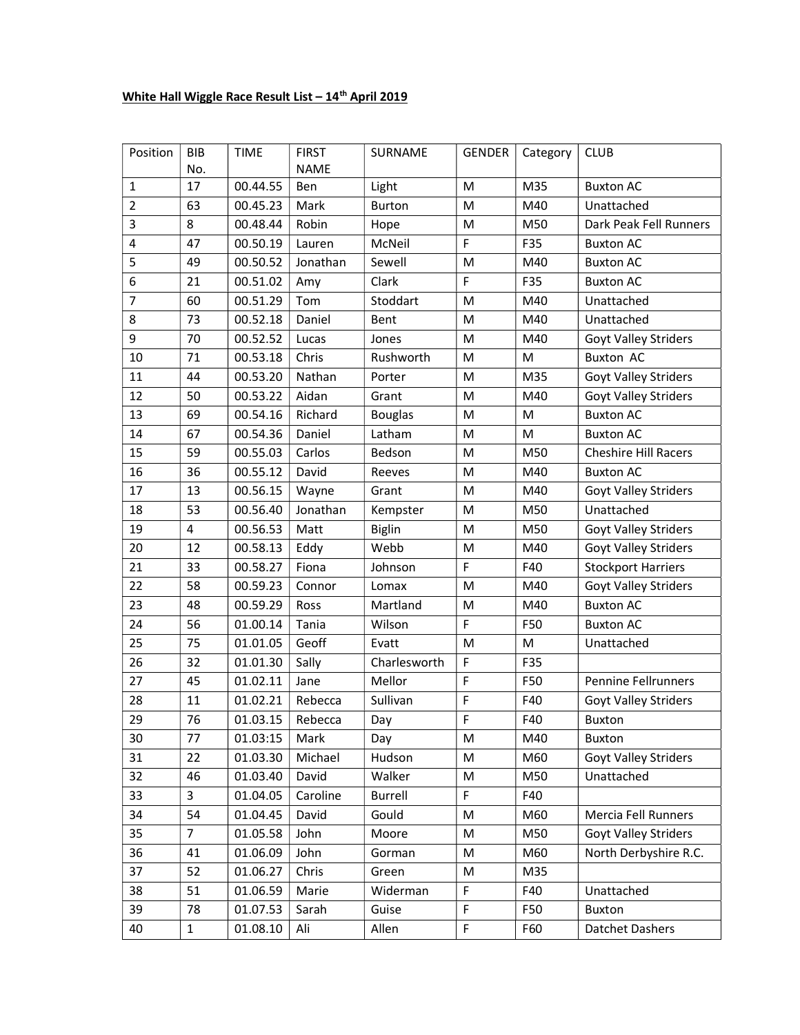**White Hall Wiggle Race Result List – 14th April 2019**

| Position | BIB No. | TIME | FIRST NAME | SURNAME | GENDER | Category | CLUB |
|---|---|---|---|---|---|---|---|
| 1 | 17 | 00.44.55 | Ben | Light | M | M35 | Buxton AC |
| 2 | 63 | 00.45.23 | Mark | Burton | M | M40 | Unattached |
| 3 | 8 | 00.48.44 | Robin | Hope | M | M50 | Dark Peak Fell Runners |
| 4 | 47 | 00.50.19 | Lauren | McNeil | F | F35 | Buxton AC |
| 5 | 49 | 00.50.52 | Jonathan | Sewell | M | M40 | Buxton AC |
| 6 | 21 | 00.51.02 | Amy | Clark | F | F35 | Buxton AC |
| 7 | 60 | 00.51.29 | Tom | Stoddart | M | M40 | Unattached |
| 8 | 73 | 00.52.18 | Daniel | Bent | M | M40 | Unattached |
| 9 | 70 | 00.52.52 | Lucas | Jones | M | M40 | Goyt Valley Striders |
| 10 | 71 | 00.53.18 | Chris | Rushworth | M | M | Buxton AC |
| 11 | 44 | 00.53.20 | Nathan | Porter | M | M35 | Goyt Valley Striders |
| 12 | 50 | 00.53.22 | Aidan | Grant | M | M40 | Goyt Valley Striders |
| 13 | 69 | 00.54.16 | Richard | Bouglas | M | M | Buxton AC |
| 14 | 67 | 00.54.36 | Daniel | Latham | M | M | Buxton AC |
| 15 | 59 | 00.55.03 | Carlos | Bedson | M | M50 | Cheshire Hill Racers |
| 16 | 36 | 00.55.12 | David | Reeves | M | M40 | Buxton AC |
| 17 | 13 | 00.56.15 | Wayne | Grant | M | M40 | Goyt Valley Striders |
| 18 | 53 | 00.56.40 | Jonathan | Kempster | M | M50 | Unattached |
| 19 | 4 | 00.56.53 | Matt | Biglin | M | M50 | Goyt Valley Striders |
| 20 | 12 | 00.58.13 | Eddy | Webb | M | M40 | Goyt Valley Striders |
| 21 | 33 | 00.58.27 | Fiona | Johnson | F | F40 | Stockport Harriers |
| 22 | 58 | 00.59.23 | Connor | Lomax | M | M40 | Goyt Valley Striders |
| 23 | 48 | 00.59.29 | Ross | Martland | M | M40 | Buxton AC |
| 24 | 56 | 01.00.14 | Tania | Wilson | F | F50 | Buxton AC |
| 25 | 75 | 01.01.05 | Geoff | Evatt | M | M | Unattached |
| 26 | 32 | 01.01.30 | Sally | Charlesworth | F | F35 | |
| 27 | 45 | 01.02.11 | Jane | Mellor | F | F50 | Pennine Fellrunners |
| 28 | 11 | 01.02.21 | Rebecca | Sullivan | F | F40 | Goyt Valley Striders |
| 29 | 76 | 01.03.15 | Rebecca | Day | F | F40 | Buxton |
| 30 | 77 | 01.03:15 | Mark | Day | M | M40 | Buxton |
| 31 | 22 | 01.03.30 | Michael | Hudson | M | M60 | Goyt Valley Striders |
| 32 | 46 | 01.03.40 | David | Walker | M | M50 | Unattached |
| 33 | 3 | 01.04.05 | Caroline | Burrell | F | F40 | |
| 34 | 54 | 01.04.45 | David | Gould | M | M60 | Mercia Fell Runners |
| 35 | 7 | 01.05.58 | John | Moore | M | M50 | Goyt Valley Striders |
| 36 | 41 | 01.06.09 | John | Gorman | M | M60 | North Derbyshire R.C. |
| 37 | 52 | 01.06.27 | Chris | Green | M | M35 | |
| 38 | 51 | 01.06.59 | Marie | Widerman | F | F40 | Unattached |
| 39 | 78 | 01.07.53 | Sarah | Guise | F | F50 | Buxton |
| 40 | 1 | 01.08.10 | Ali | Allen | F | F60 | Datchet Dashers |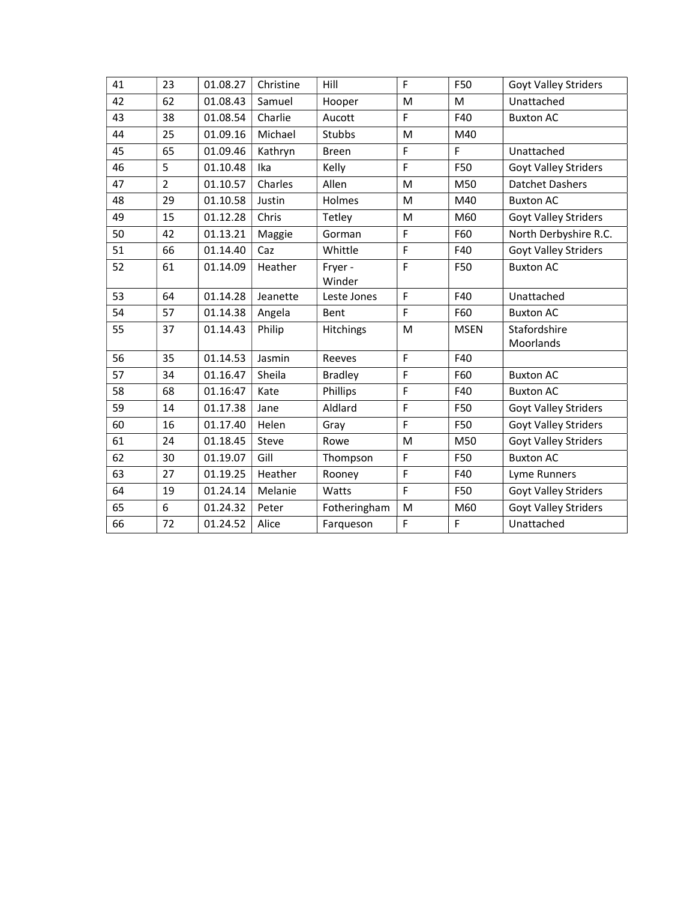| | | | | | | | |
|---|---|---|---|---|---|---|---|
| 41 | 23 | 01.08.27 | Christine | Hill | F | F50 | Goyt Valley Striders |
| 42 | 62 | 01.08.43 | Samuel | Hooper | M | M | Unattached |
| 43 | 38 | 01.08.54 | Charlie | Aucott | F | F40 | Buxton AC |
| 44 | 25 | 01.09.16 | Michael | Stubbs | M | M40 | |
| 45 | 65 | 01.09.46 | Kathryn | Breen | F | F | Unattached |
| 46 | 5 | 01.10.48 | Ika | Kelly | F | F50 | Goyt Valley Striders |
| 47 | 2 | 01.10.57 | Charles | Allen | M | M50 | Datchet Dashers |
| 48 | 29 | 01.10.58 | Justin | Holmes | M | M40 | Buxton AC |
| 49 | 15 | 01.12.28 | Chris | Tetley | M | M60 | Goyt Valley Striders |
| 50 | 42 | 01.13.21 | Maggie | Gorman | F | F60 | North Derbyshire R.C. |
| 51 | 66 | 01.14.40 | Caz | Whittle | F | F40 | Goyt Valley Striders |
| 52 | 61 | 01.14.09 | Heather | Fryer - Winder | F | F50 | Buxton AC |
| 53 | 64 | 01.14.28 | Jeanette | Leste Jones | F | F40 | Unattached |
| 54 | 57 | 01.14.38 | Angela | Bent | F | F60 | Buxton AC |
| 55 | 37 | 01.14.43 | Philip | Hitchings | M | MSEN | Stafordshire Moorlands |
| 56 | 35 | 01.14.53 | Jasmin | Reeves | F | F40 | |
| 57 | 34 | 01.16.47 | Sheila | Bradley | F | F60 | Buxton AC |
| 58 | 68 | 01.16.47 | Kate | Phillips | F | F40 | Buxton AC |
| 59 | 14 | 01.17.38 | Jane | Aldlard | F | F50 | Goyt Valley Striders |
| 60 | 16 | 01.17.40 | Helen | Gray | F | F50 | Goyt Valley Striders |
| 61 | 24 | 01.18.45 | Steve | Rowe | M | M50 | Goyt Valley Striders |
| 62 | 30 | 01.19.07 | Gill | Thompson | F | F50 | Buxton AC |
| 63 | 27 | 01.19.25 | Heather | Rooney | F | F40 | Lyme Runners |
| 64 | 19 | 01.24.14 | Melanie | Watts | F | F50 | Goyt Valley Striders |
| 65 | 6 | 01.24.32 | Peter | Fotheringham | M | M60 | Goyt Valley Striders |
| 66 | 72 | 01.24.52 | Alice | Farqueson | F | F | Unattached |